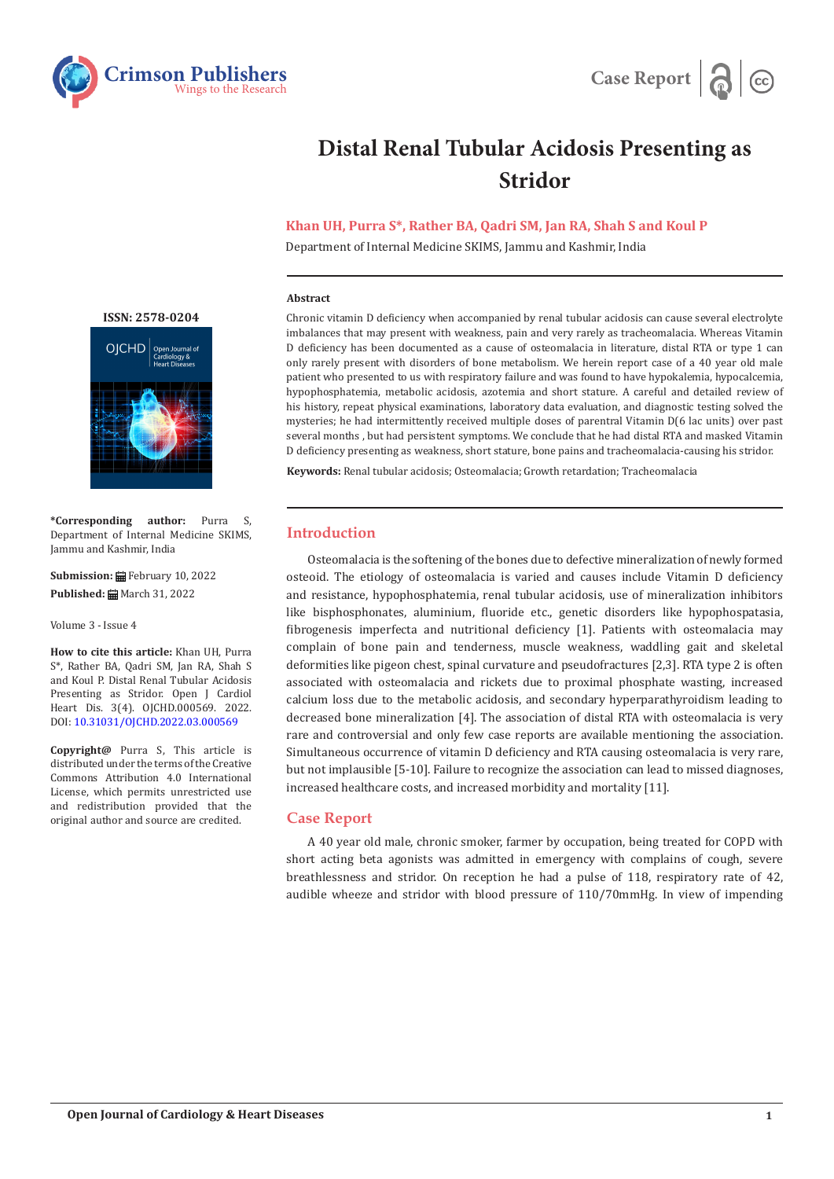Case Report

# Distal Renal Tubular Acidosis Presenting as Stridor

**Khan UH, Purra S*, Rather BA, Qadri SM, Jan RA, Shah S and Koul P**

Department of Internal Medicine SKIMS, Jammu and Kashmir, India

**ISSN: 2578-0204**

**\*Corresponding author:** Purra S, Department of Internal Medicine SKIMS, Jammu and Kashmir, India

**Submission:** February 10, 2022
**Published:** March 31, 2022

Volume 3 - Issue 4

**How to cite this article:** Khan UH, Purra S*, Rather BA, Qadri SM, Jan RA, Shah S and Koul P. Distal Renal Tubular Acidosis Presenting as Stridor. Open J Cardiol Heart Dis. 3(4). OJCHD.000569. 2022. DOI: 10.31031/OJCHD.2022.03.000569

**Copyright@** Purra S, This article is distributed under the terms of the Creative Commons Attribution 4.0 International License, which permits unrestricted use and redistribution provided that the original author and source are credited.

### Abstract

Chronic vitamin D deficiency when accompanied by renal tubular acidosis can cause several electrolyte imbalances that may present with weakness, pain and very rarely as tracheomalacia. Whereas Vitamin D deficiency has been documented as a cause of osteomalacia in literature, distal RTA or type 1 can only rarely present with disorders of bone metabolism. We herein report case of a 40 year old male patient who presented to us with respiratory failure and was found to have hypokalemia, hypocalcemia, hypophosphatemia, metabolic acidosis, azotemia and short stature. A careful and detailed review of his history, repeat physical examinations, laboratory data evaluation, and diagnostic testing solved the mysteries; he had intermittently received multiple doses of parentral Vitamin D(6 lac units) over past several months , but had persistent symptoms. We conclude that he had distal RTA and masked Vitamin D deficiency presenting as weakness, short stature, bone pains and tracheomalacia-causing his stridor.

**Keywords:** Renal tubular acidosis; Osteomalacia; Growth retardation; Tracheomalacia

## Introduction

Osteomalacia is the softening of the bones due to defective mineralization of newly formed osteoid. The etiology of osteomalacia is varied and causes include Vitamin D deficiency and resistance, hypophosphatemia, renal tubular acidosis, use of mineralization inhibitors like bisphosphonates, aluminium, fluoride etc., genetic disorders like hypophospatasia, fibrogenesis imperfecta and nutritional deficiency [1]. Patients with osteomalacia may complain of bone pain and tenderness, muscle weakness, waddling gait and skeletal deformities like pigeon chest, spinal curvature and pseudofractures [2,3]. RTA type 2 is often associated with osteomalacia and rickets due to proximal phosphate wasting, increased calcium loss due to the metabolic acidosis, and secondary hyperparathyroidism leading to decreased bone mineralization [4]. The association of distal RTA with osteomalacia is very rare and controversial and only few case reports are available mentioning the association. Simultaneous occurrence of vitamin D deficiency and RTA causing osteomalacia is very rare, but not implausible [5-10]. Failure to recognize the association can lead to missed diagnoses, increased healthcare costs, and increased morbidity and mortality [11].

## Case Report

A 40 year old male, chronic smoker, farmer by occupation, being treated for COPD with short acting beta agonists was admitted in emergency with complains of cough, severe breathlessness and stridor. On reception he had a pulse of 118, respiratory rate of 42, audible wheeze and stridor with blood pressure of 110/70mmHg. In view of impending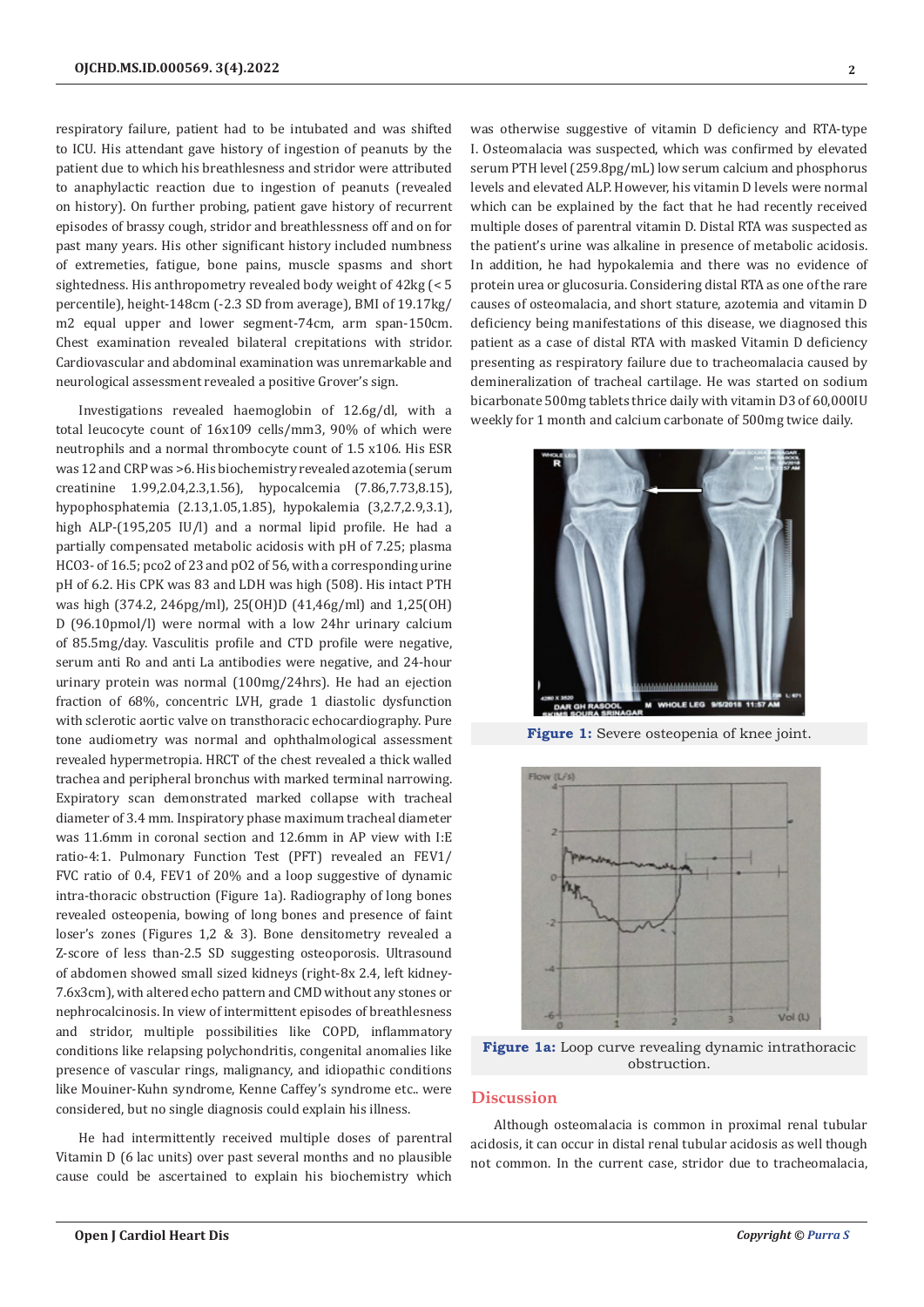respiratory failure, patient had to be intubated and was shifted to ICU. His attendant gave history of ingestion of peanuts by the patient due to which his breathlessness and stridor were attributed to anaphylactic reaction due to ingestion of peanuts (revealed on history). On further probing, patient gave history of recurrent episodes of brassy cough, stridor and breathlessness off and on for past many years. His other significant history included numbness of extremeties, fatigue, bone pains, muscle spasms and short sightedness. His anthropometry revealed body weight of 42kg (< 5 percentile), height-148cm (-2.3 SD from average), BMI of 19.17kg/m2 equal upper and lower segment-74cm, arm span-150cm. Chest examination revealed bilateral crepitations with stridor. Cardiovascular and abdominal examination was unremarkable and neurological assessment revealed a positive Grover's sign.

Investigations revealed haemoglobin of 12.6g/dl, with a total leucocyte count of 16x109 cells/mm3, 90% of which were neutrophils and a normal thrombocyte count of 1.5 x106. His ESR was 12 and CRP was >6. His biochemistry revealed azotemia (serum creatinine 1.99,2.04,2.3,1.56), hypocalcemia (7.86,7.73,8.15), hypophosphatemia (2.13,1.05,1.85), hypokalemia (3,2.7,2.9,3.1), high ALP-(195,205 IU/l) and a normal lipid profile. He had a partially compensated metabolic acidosis with pH of 7.25; plasma HCO3- of 16.5; pco2 of 23 and pO2 of 56, with a corresponding urine pH of 6.2. His CPK was 83 and LDH was high (508). His intact PTH was high (374.2, 246pg/ml), 25(OH)D (41,46g/ml) and 1,25(OH) D (96.10pmol/l) were normal with a low 24hr urinary calcium of 85.5mg/day. Vasculitis profile and CTD profile were negative, serum anti Ro and anti La antibodies were negative, and 24-hour urinary protein was normal (100mg/24hrs). He had an ejection fraction of 68%, concentric LVH, grade 1 diastolic dysfunction with sclerotic aortic valve on transthoracic echocardiography. Pure tone audiometry was normal and ophthalmological assessment revealed hypermetropia. HRCT of the chest revealed a thick walled trachea and peripheral bronchus with marked terminal narrowing. Expiratory scan demonstrated marked collapse with tracheal diameter of 3.4 mm. Inspiratory phase maximum tracheal diameter was 11.6mm in coronal section and 12.6mm in AP view with I:E ratio-4:1. Pulmonary Function Test (PFT) revealed an FEV1/FVC ratio of 0.4, FEV1 of 20% and a loop suggestive of dynamic intra-thoracic obstruction (Figure 1a). Radiography of long bones revealed osteopenia, bowing of long bones and presence of faint loser's zones (Figures 1,2 & 3). Bone densitometry revealed a Z-score of less than-2.5 SD suggesting osteoporosis. Ultrasound of abdomen showed small sized kidneys (right-8x 2.4, left kidney-7.6x3cm), with altered echo pattern and CMD without any stones or nephrocalcinosis. In view of intermittent episodes of breathlessness and stridor, multiple possibilities like COPD, inflammatory conditions like relapsing polychondritis, congenital anomalies like presence of vascular rings, malignancy, and idiopathic conditions like Mouiner-Kuhn syndrome, Kenne Caffey's syndrome etc.. were considered, but no single diagnosis could explain his illness.

He had intermittently received multiple doses of parentral Vitamin D (6 lac units) over past several months and no plausible cause could be ascertained to explain his biochemistry which was otherwise suggestive of vitamin D deficiency and RTA-type I. Osteomalacia was suspected, which was confirmed by elevated serum PTH level (259.8pg/mL) low serum calcium and phosphorus levels and elevated ALP. However, his vitamin D levels were normal which can be explained by the fact that he had recently received multiple doses of parentral vitamin D. Distal RTA was suspected as the patient's urine was alkaline in presence of metabolic acidosis. In addition, he had hypokalemia and there was no evidence of protein urea or glucosuria. Considering distal RTA as one of the rare causes of osteomalacia, and short stature, azotemia and vitamin D deficiency being manifestations of this disease, we diagnosed this patient as a case of distal RTA with masked Vitamin D deficiency presenting as respiratory failure due to tracheomalacia caused by demineralization of tracheal cartilage. He was started on sodium bicarbonate 500mg tablets thrice daily with vitamin D3 of 60,000IU weekly for 1 month and calcium carbonate of 500mg twice daily.

**Figure 1:** Severe osteopenia of knee joint.

**Figure 1a:** Loop curve revealing dynamic intrathoracic obstruction.

## Discussion

Although osteomalacia is common in proximal renal tubular acidosis, it can occur in distal renal tubular acidosis as well though not common. In the current case, stridor due to tracheomalacia,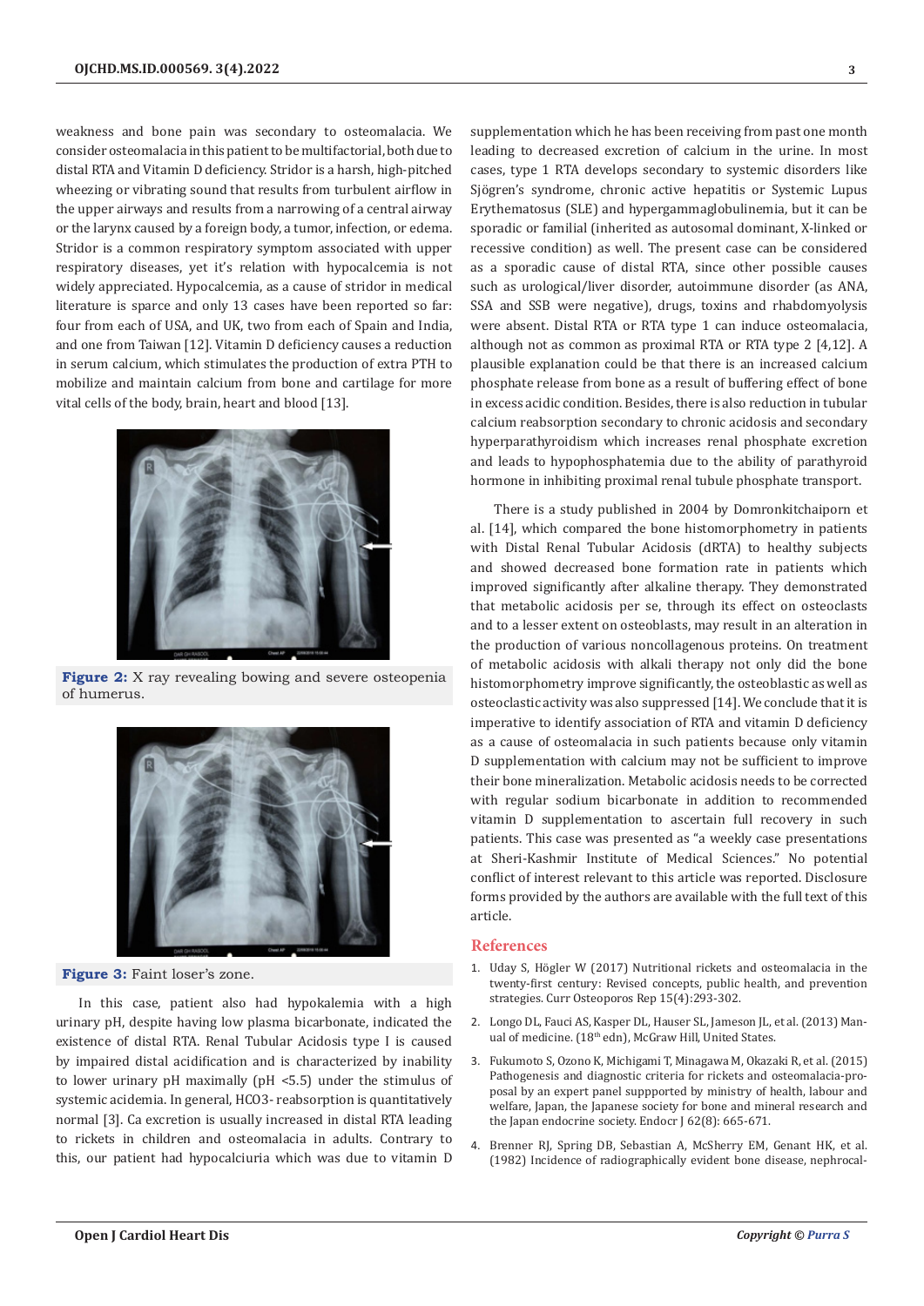weakness and bone pain was secondary to osteomalacia. We consider osteomalacia in this patient to be multifactorial, both due to distal RTA and Vitamin D deficiency. Stridor is a harsh, high-pitched wheezing or vibrating sound that results from turbulent airflow in the upper airways and results from a narrowing of a central airway or the larynx caused by a foreign body, a tumor, infection, or edema. Stridor is a common respiratory symptom associated with upper respiratory diseases, yet it's relation with hypocalcemia is not widely appreciated. Hypocalcemia, as a cause of stridor in medical literature is sparse and only 13 cases have been reported so far: four from each of USA, and UK, two from each of Spain and India, and one from Taiwan [12]. Vitamin D deficiency causes a reduction in serum calcium, which stimulates the production of extra PTH to mobilize and maintain calcium from bone and cartilage for more vital cells of the body, brain, heart and blood [13].

**Figure 2:** X ray revealing bowing and severe osteopenia of humerus.

**Figure 3:** Faint loser's zone.

In this case, patient also had hypokalemia with a high urinary pH, despite having low plasma bicarbonate, indicated the existence of distal RTA. Renal Tubular Acidosis type I is caused by impaired distal acidification and is characterized by inability to lower urinary pH maximally (pH <5.5) under the stimulus of systemic acidemia. In general, $HCO_3^-$ reabsorption is quantitatively normal [3]. Ca excretion is usually increased in distal RTA leading to rickets in children and osteomalacia in adults. Contrary to this, our patient had hypocalciuria which was due to vitamin D supplementation which he has been receiving from past one month leading to decreased excretion of calcium in the urine. In most cases, type 1 RTA develops secondary to systemic disorders like Sjögren's syndrome, chronic active hepatitis or Systemic Lupus Erythematosus (SLE) and hypergammaglobulinemia, but it can be sporadic or familial (inherited as autosomal dominant, X-linked or recessive condition) as well. The present case can be considered as a sporadic cause of distal RTA, since other possible causes such as urological/liver disorder, autoimmune disorder (as ANA, SSA and SSB were negative), drugs, toxins and rhabdomyolysis were absent. Distal RTA or RTA type 1 can induce osteomalacia, although not as common as proximal RTA or RTA type 2 [4,12]. A plausible explanation could be that there is an increased calcium phosphate release from bone as a result of buffering effect of bone in excess acidic condition. Besides, there is also reduction in tubular calcium reabsorption secondary to chronic acidosis and secondary hyperparathyroidism which increases renal phosphate excretion and leads to hypophosphatemia due to the ability of parathyroid hormone in inhibiting proximal renal tubule phosphate transport.

There is a study published in 2004 by Domronkitchaiporn et al. [14], which compared the bone histomorphometry in patients with Distal Renal Tubular Acidosis (dRTA) to healthy subjects and showed decreased bone formation rate in patients which improved significantly after alkaline therapy. They demonstrated that metabolic acidosis per se, through its effect on osteoclasts and to a lesser extent on osteoblasts, may result in an alteration in the production of various noncollagenous proteins. On treatment of metabolic acidosis with alkali therapy not only did the bone histomorphometry improve significantly, the osteoblastic as well as osteoclastic activity was also suppressed [14]. We conclude that it is imperative to identify association of RTA and vitamin D deficiency as a cause of osteomalacia in such patients because only vitamin D supplementation with calcium may not be sufficient to improve their bone mineralization. Metabolic acidosis needs to be corrected with regular sodium bicarbonate in addition to recommended vitamin D supplementation to ascertain full recovery in such patients. This case was presented as "a weekly case presentations at Sheri-Kashmir Institute of Medical Sciences." No potential conflict of interest relevant to this article was reported. Disclosure forms provided by the authors are available with the full text of this article.

## References

1. Uday S, Högler W (2017) Nutritional rickets and osteomalacia in the twenty-first century: Revised concepts, public health, and prevention strategies. Curr Osteoporos Rep 15(4):293-302.
2. Longo DL, Fauci AS, Kasper DL, Hauser SL, Jameson JL, et al. (2013) Manual of medicine. (18th edn), McGraw Hill, United States.
3. Fukumoto S, Ozono K, Michigami T, Minagawa M, Okazaki R, et al. (2015) Pathogenesis and diagnostic criteria for rickets and osteomalacia-proposal by an expert panel suppported by ministry of health, labour and welfare, Japan, the Japanese society for bone and mineral research and the Japan endocrine society. Endocr J 62(8): 665-671.
4. Brenner RJ, Spring DB, Sebastian A, McSherry EM, Genant HK, et al. (1982) Incidence of radiographically evident bone disease, nephrocal-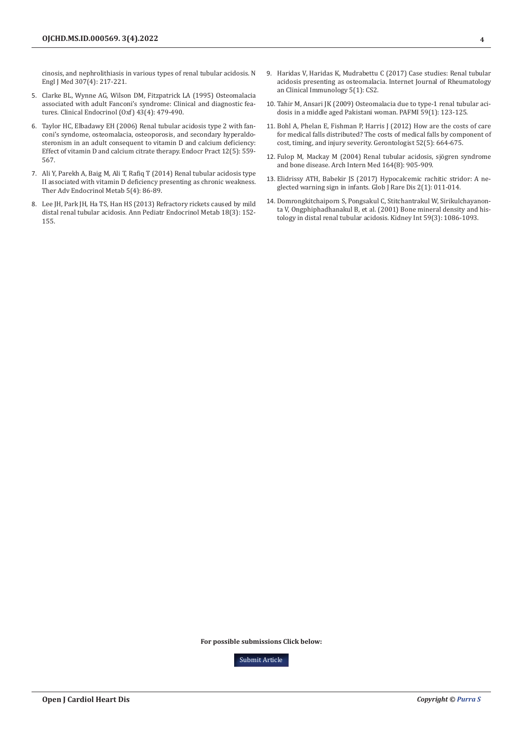cinosis, and nephrolithiasis in various types of renal tubular acidosis. N Engl J Med 307(4): 217-221.

5. Clarke BL, Wynne AG, Wilson DM, Fitzpatrick LA (1995) Osteomalacia associated with adult Fanconi's syndrome: Clinical and diagnostic features. Clinical Endocrinol (Oxf) 43(4): 479-490.
6. Taylor HC, Elbadawy EH (2006) Renal tubular acidosis type 2 with fanconi's syndome, osteomalacia, osteoporosis, and secondary hyperaldosteronism in an adult consequent to vitamin D and calcium deficiency: Effect of vitamin D and calcium citrate therapy. Endocr Pract 12(5): 559-567.
7. Ali Y, Parekh A, Baig M, Ali T, Rafiq T (2014) Renal tubular acidosis type II associated with vitamin D deficiency presenting as chronic weakness. Ther Adv Endocrinol Metab 5(4): 86-89.
8. Lee JH, Park JH, Ha TS, Han HS (2013) Refractory rickets caused by mild distal renal tubular acidosis. Ann Pediatr Endocrinol Metab 18(3): 152-155.
9. Haridas V, Haridas K, Mudrabettu C (2017) Case studies: Renal tubular acidosis presenting as osteomalacia. Internet Journal of Rheumatology an Clinical Immunology 5(1): CS2.
10. Tahir M, Ansari JK (2009) Osteomalacia due to type-1 renal tubular acidosis in a middle aged Pakistani woman. PAFMI 59(1): 123-125.
11. Bohl A, Phelan E, Fishman P, Harris J (2012) How are the costs of care for medical falls distributed? The costs of medical falls by component of cost, timing, and injury severity. Gerontologist 52(5): 664-675.
12. Fulop M, Mackay M (2004) Renal tubular acidosis, sjögren syndrome and bone disease. Arch Intern Med 164(8): 905-909.
13. Elidrissy ATH, Babekir JS (2017) Hypocalcemic rachitic stridor: A neglected warning sign in infants. Glob J Rare Dis 2(1): 011-014.
14. Domrongkitchaiporn S, Pongsakul C, Stitchantrakul W, Sirikulchayanonta V, Ongphiphadhanakul B, et al. (2001) Bone mineral density and histology in distal renal tubular acidosis. Kidney Int 59(3): 1086-1093.

**For possible submissions Click below:**

Submit Article